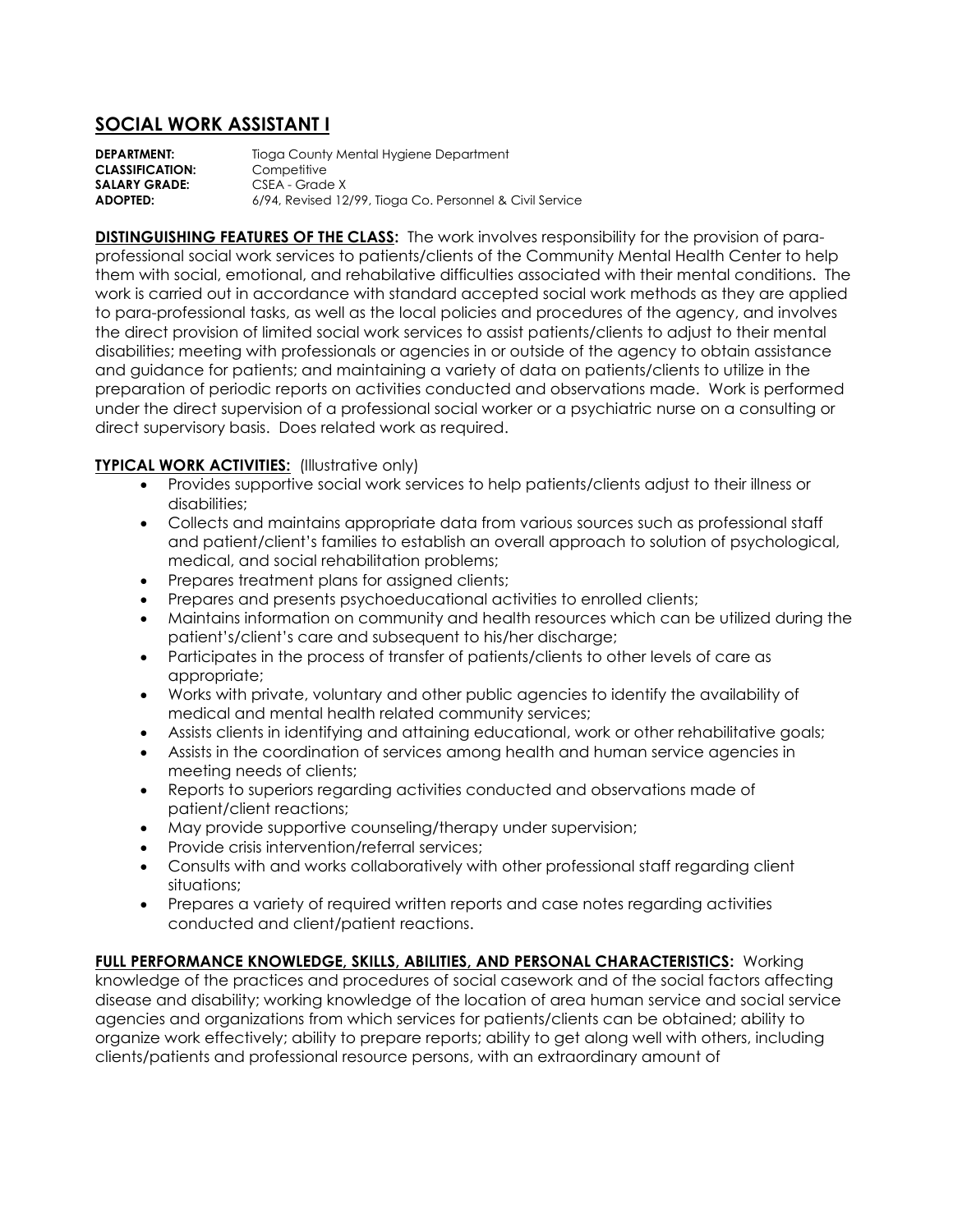## SOCIAL WORK ASSISTANT I

**DEPARTMENT:** Tioga County Mental Hygiene Department
**CLASSIFICATION:** Competitive
**SALARY GRADE:** CSEA - Grade X
**ADOPTED:** 6/94, Revised 12/99, Tioga Co. Personnel & Civil Service

**DISTINGUISHING FEATURES OF THE CLASS:** The work involves responsibility for the provision of para-professional social work services to patients/clients of the Community Mental Health Center to help them with social, emotional, and rehabilative difficulties associated with their mental conditions. The work is carried out in accordance with standard accepted social work methods as they are applied to para-professional tasks, as well as the local policies and procedures of the agency, and involves the direct provision of limited social work services to assist patients/clients to adjust to their mental disabilities; meeting with professionals or agencies in or outside of the agency to obtain assistance and guidance for patients; and maintaining a variety of data on patients/clients to utilize in the preparation of periodic reports on activities conducted and observations made. Work is performed under the direct supervision of a professional social worker or a psychiatric nurse on a consulting or direct supervisory basis. Does related work as required.

**TYPICAL WORK ACTIVITIES:** (Illustrative only)

- Provides supportive social work services to help patients/clients adjust to their illness or disabilities;
- Collects and maintains appropriate data from various sources such as professional staff and patient/client's families to establish an overall approach to solution of psychological, medical, and social rehabilitation problems;
- Prepares treatment plans for assigned clients;
- Prepares and presents psychoeducational activities to enrolled clients;
- Maintains information on community and health resources which can be utilized during the patient's/client's care and subsequent to his/her discharge;
- Participates in the process of transfer of patients/clients to other levels of care as appropriate;
- Works with private, voluntary and other public agencies to identify the availability of medical and mental health related community services;
- Assists clients in identifying and attaining educational, work or other rehabilitative goals;
- Assists in the coordination of services among health and human service agencies in meeting needs of clients;
- Reports to superiors regarding activities conducted and observations made of patient/client reactions;
- May provide supportive counseling/therapy under supervision;
- Provide crisis intervention/referral services;
- Consults with and works collaboratively with other professional staff regarding client situations;
- Prepares a variety of required written reports and case notes regarding activities conducted and client/patient reactions.

**FULL PERFORMANCE KNOWLEDGE, SKILLS, ABILITIES, AND PERSONAL CHARACTERISTICS:** Working knowledge of the practices and procedures of social casework and of the social factors affecting disease and disability; working knowledge of the location of area human service and social service agencies and organizations from which services for patients/clients can be obtained; ability to organize work effectively; ability to prepare reports; ability to get along well with others, including clients/patients and professional resource persons, with an extraordinary amount of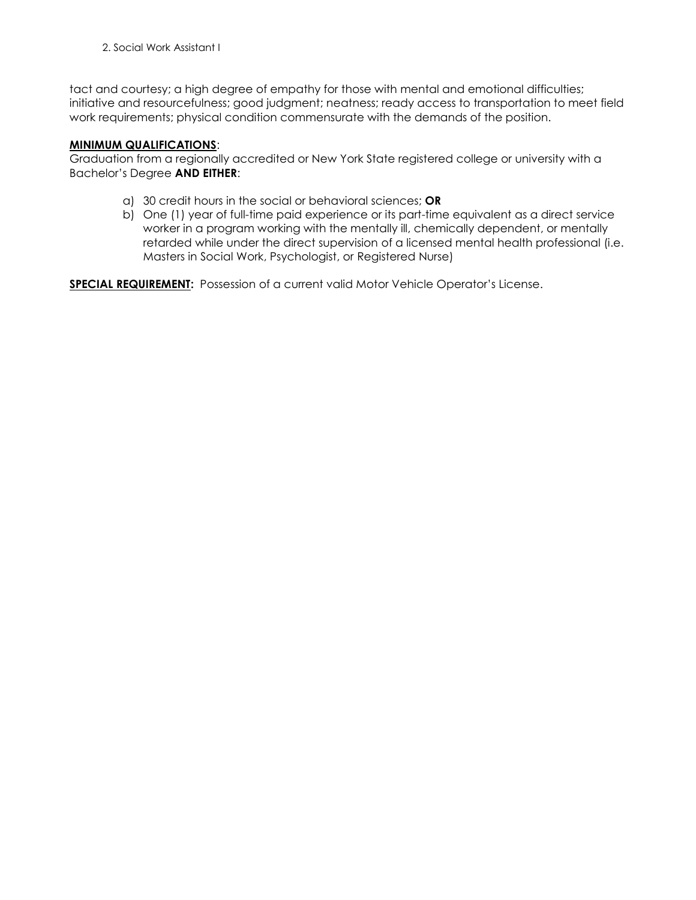tact and courtesy; a high degree of empathy for those with mental and emotional difficulties; initiative and resourcefulness; good judgment; neatness; ready access to transportation to meet field work requirements; physical condition commensurate with the demands of the position.

**MINIMUM QUALIFICATIONS**:
Graduation from a regionally accredited or New York State registered college or university with a Bachelor's Degree **AND EITHER**:

a) 30 credit hours in the social or behavioral sciences; **OR**
b) One (1) year of full-time paid experience or its part-time equivalent as a direct service worker in a program working with the mentally ill, chemically dependent, or mentally retarded while under the direct supervision of a licensed mental health professional (i.e. Masters in Social Work, Psychologist, or Registered Nurse)

**SPECIAL REQUIREMENT:** Possession of a current valid Motor Vehicle Operator's License.